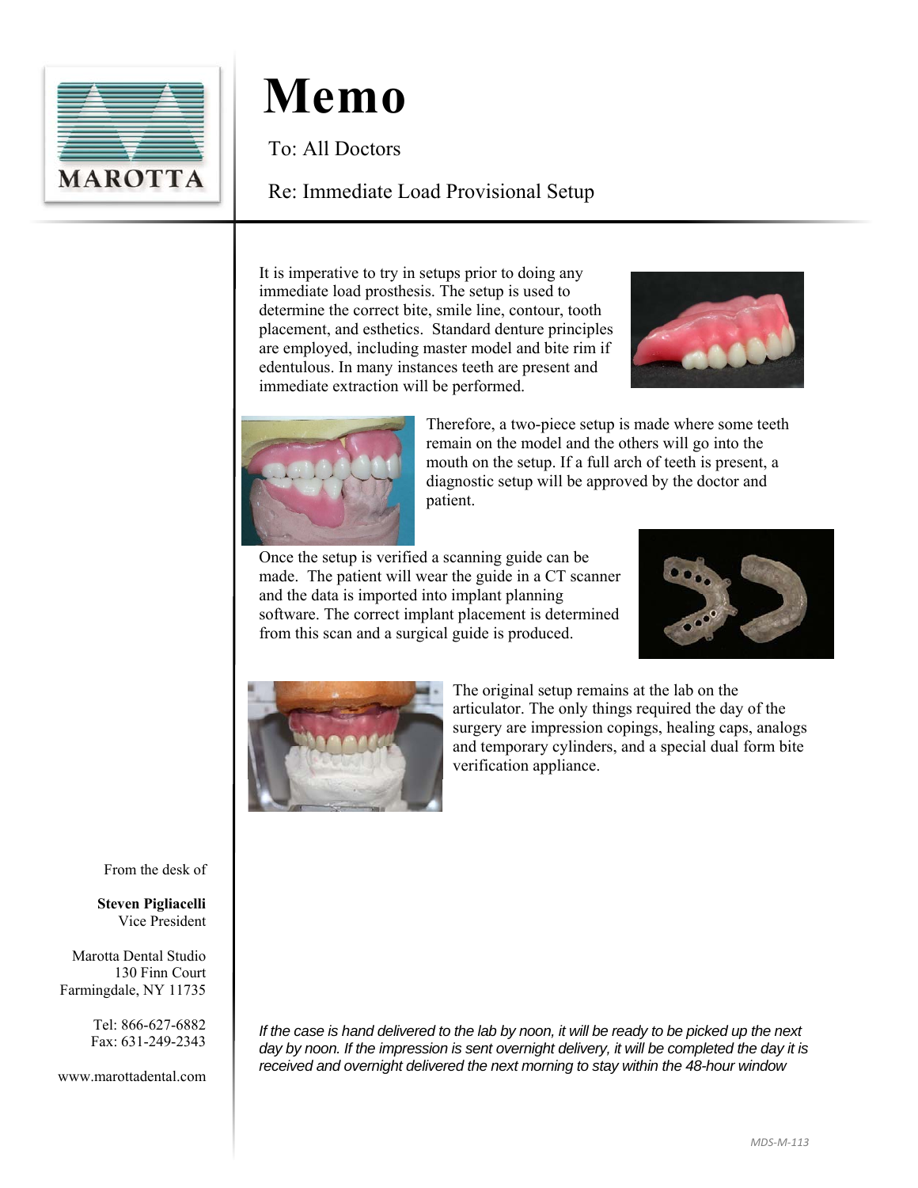# Memo

To: All Doctors

Re: Immediate Load Provisional Setup

It is imperative to try in setups prior to doing any immediate load prosthesis. The setup is used to determine the correct bite, smile line, contour, tooth placement, and esthetics. Standard denture principles are employed, including master model and bite rim if edentulous. In many instances teeth are present and immediate extraction will be performed.

Therefore, a two-piece setup is made where some teeth remain on the model and the others will go into the mouth on the setup. If a full arch of teeth is present, a diagnostic setup will be approved by the doctor and patient.

Once the setup is verified a scanning guide can be made. The patient will wear the guide in a CT scanner and the data is imported into implant planning software. The correct implant placement is determined from this scan and a surgical guide is produced.

The original setup remains at the lab on the articulator. The only things required the day of the surgery are impression copings, healing caps, analogs and temporary cylinders, and a special dual form bite verification appliance.

*If the case is hand delivered to the lab by noon, it will be ready to be picked up the next day by noon. If the impression is sent overnight delivery, it will be completed the day it is received and overnight delivered the next morning to stay within the 48-hour window*

From the desk of

**Steven Pigliacelli**
Vice President

Marotta Dental Studio
130 Finn Court
Farmingdale, NY 11735

Tel: 866-627-6882
Fax: 631-249-2343

www.marottadental.com

MDS-M-113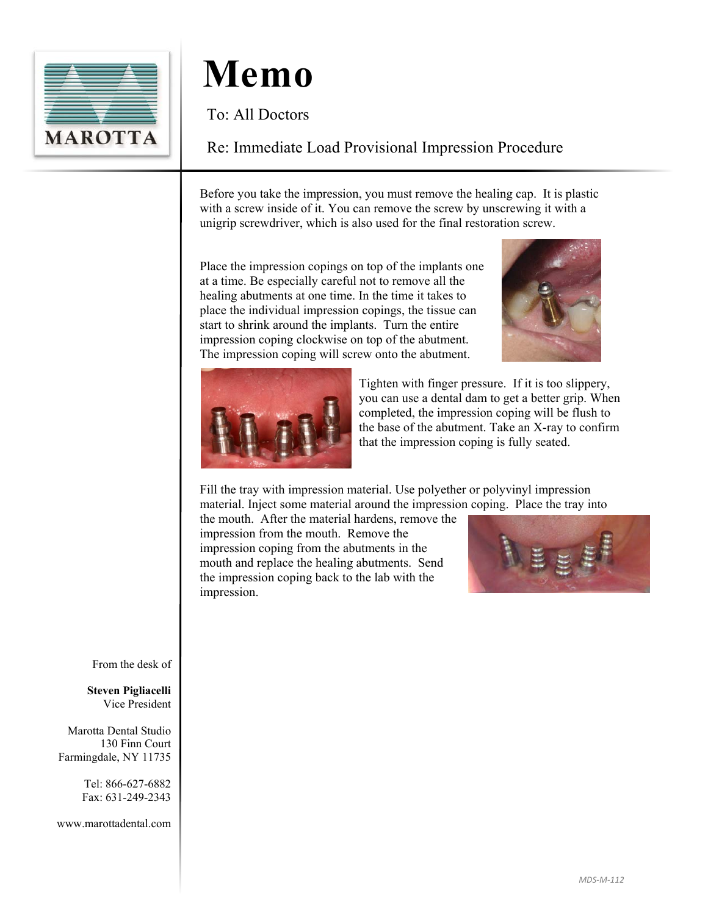MAROTTA

# Memo

To: All Doctors

Re: Immediate Load Provisional Impression Procedure

Before you take the impression, you must remove the healing cap. It is plastic with a screw inside of it. You can remove the screw by unscrewing it with a unigrip screwdriver, which is also used for the final restoration screw.

Place the impression copings on top of the implants one at a time. Be especially careful not to remove all the healing abutments at one time. In the time it takes to place the individual impression copings, the tissue can start to shrink around the implants. Turn the entire impression coping clockwise on top of the abutment. The impression coping will screw onto the abutment.

Tighten with finger pressure. If it is too slippery, you can use a dental dam to get a better grip. When completed, the impression coping will be flush to the base of the abutment. Take an X-ray to confirm that the impression coping is fully seated.

Fill the tray with impression material. Use polyether or polyvinyl impression material. Inject some material around the impression coping. Place the tray into the mouth. After the material hardens, remove the impression from the mouth. Remove the impression coping from the abutments in the mouth and replace the healing abutments. Send the impression coping back to the lab with the impression.

From the desk of

**Steven Pigliacelli**
Vice President

Marotta Dental Studio
130 Finn Court
Farmingdale, NY 11735

Tel: 866-627-6882
Fax: 631-249-2343

www.marottadental.com

MDS-M-112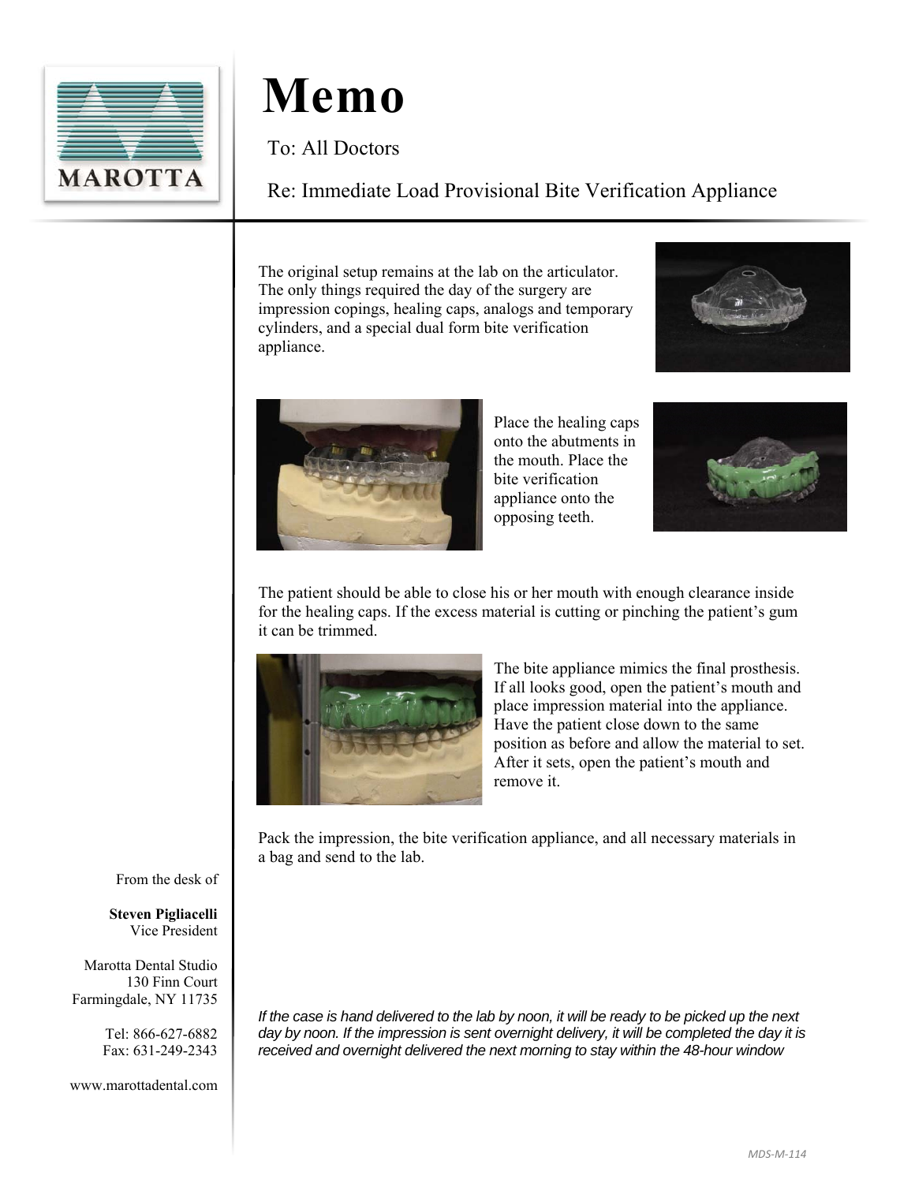MAROTTA

# Memo

To: All Doctors

Re: Immediate Load Provisional Bite Verification Appliance

The original setup remains at the lab on the articulator. The only things required the day of the surgery are impression copings, healing caps, analogs and temporary cylinders, and a special dual form bite verification appliance.

Place the healing caps onto the abutments in the mouth. Place the bite verification appliance onto the opposing teeth.

The patient should be able to close his or her mouth with enough clearance inside for the healing caps. If the excess material is cutting or pinching the patient's gum it can be trimmed.

The bite appliance mimics the final prosthesis. If all looks good, open the patient's mouth and place impression material into the appliance. Have the patient close down to the same position as before and allow the material to set. After it sets, open the patient's mouth and remove it.

Pack the impression, the bite verification appliance, and all necessary materials in a bag and send to the lab.

*If the case is hand delivered to the lab by noon, it will be ready to be picked up the next day by noon. If the impression is sent overnight delivery, it will be completed the day it is received and overnight delivered the next morning to stay within the 48-hour window*

From the desk of

**Steven Pigliacelli**
Vice President

Marotta Dental Studio
130 Finn Court
Farmingdale, NY 11735

Tel: 866-627-6882
Fax: 631-249-2343

www.marottadental.com

MDS-M-114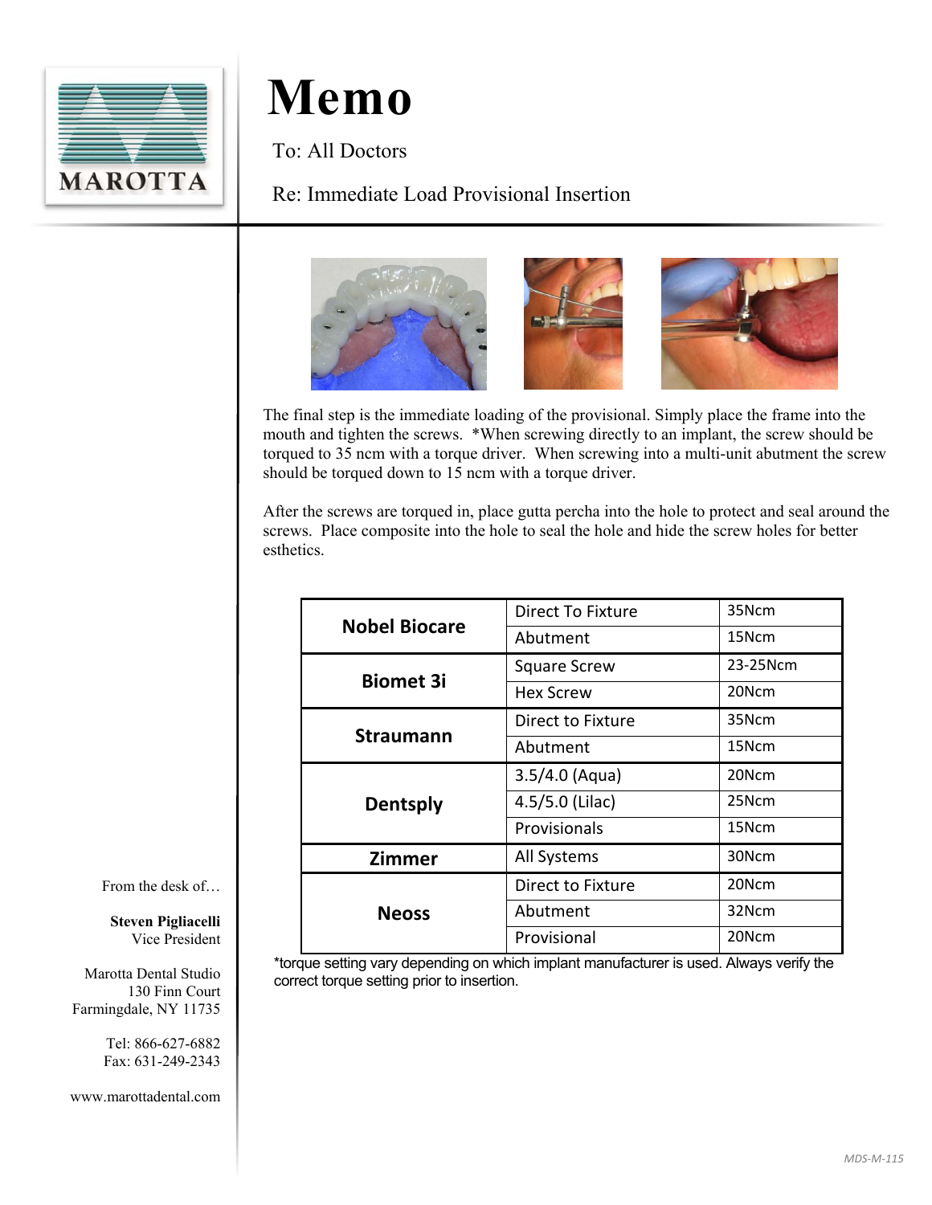MAROTTA

# Memo

To: All Doctors

Re: Immediate Load Provisional Insertion

The final step is the immediate loading of the provisional. Simply place the frame into the mouth and tighten the screws. *When screwing directly to an implant, the screw should be torqued to 35 ncm with a torque driver. When screwing into a multi-unit abutment the screw should be torqued down to 15 ncm with a torque driver.

After the screws are torqued in, place gutta percha into the hole to protect and seal around the screws. Place composite into the hole to seal the hole and hide the screw holes for better esthetics.

| | | |
|---|---|---|
| **Nobel Biocare** | Direct To Fixture | 35Ncm |
| | Abutment | 15Ncm |
| **Biomet 3i** | Square Screw | 23-25Ncm |
| | Hex Screw | 20Ncm |
| **Straumann** | Direct to Fixture | 35Ncm |
| | Abutment | 15Ncm |
| **Dentsply** | 3.5/4.0 (Aqua) | 20Ncm |
| | 4.5/5.0 (Lilac) | 25Ncm |
| | Provisionals | 15Ncm |
| **Zimmer** | All Systems | 30Ncm |
| **Neoss** | Direct to Fixture | 20Ncm |
| | Abutment | 32Ncm |
| | Provisional | 20Ncm |

*torque setting vary depending on which implant manufacturer is used. Always verify the correct torque setting prior to insertion.

From the desk of…

**Steven Pigliacelli**
Vice President

Marotta Dental Studio
130 Finn Court
Farmingdale, NY 11735

Tel: 866-627-6882
Fax: 631-249-2343

www.marottadental.com

MDS-M-115